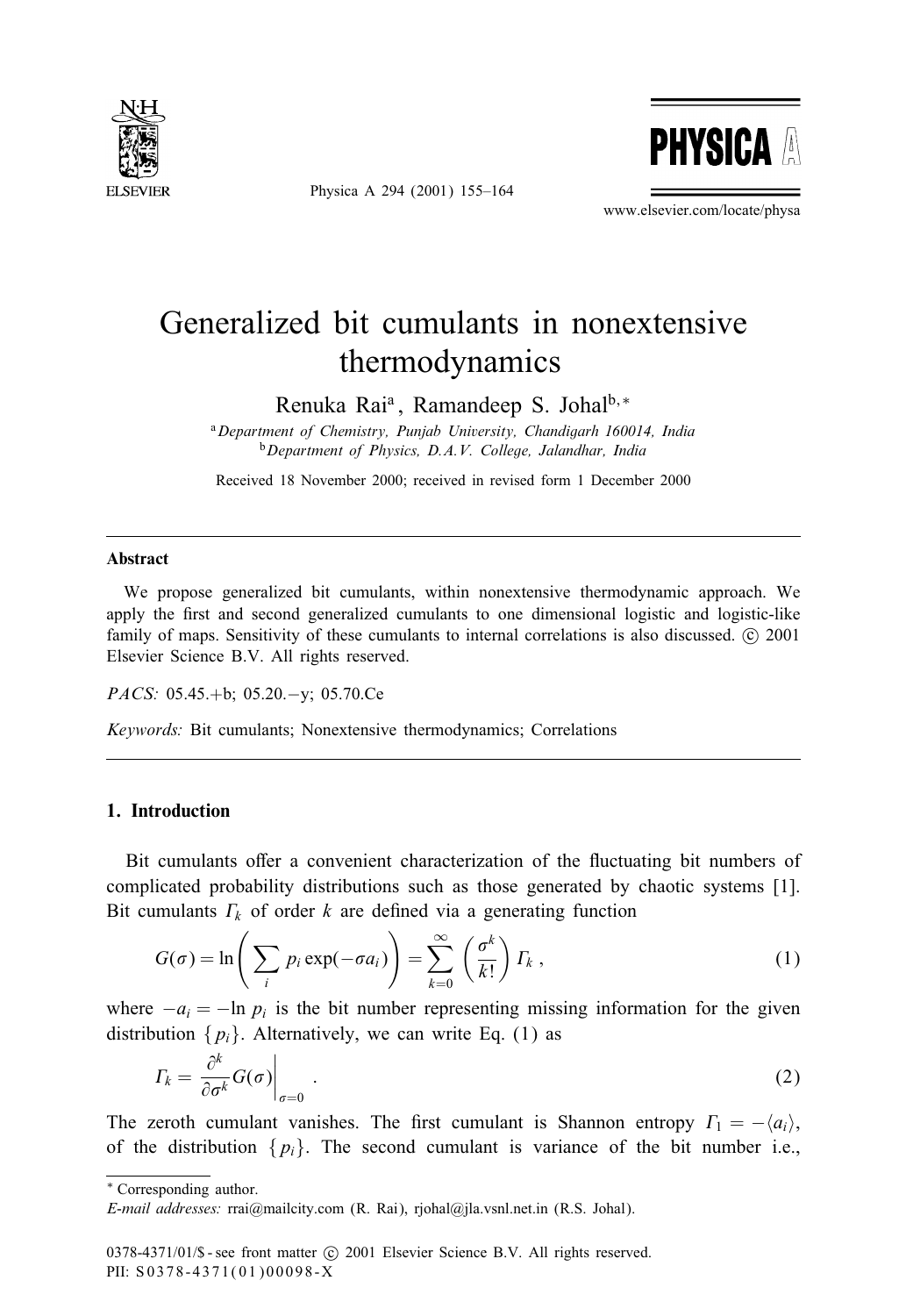# Generalized bit cumulants in nonextensive thermodynamics

Renuka Rai[a], Ramandeep S. Johal[b,*]

[a] *Department of Chemistry, Punjab University, Chandigarh 160014, India*
[b] *Department of Physics, D.A.V. College, Jalandhar, India*

Received 18 November 2000; received in revised form 1 December 2000

---

**Abstract**

We propose generalized bit cumulants, within nonextensive thermodynamic approach. We apply the first and second generalized cumulants to one dimensional logistic and logistic-like family of maps. Sensitivity of these cumulants to internal correlations is also discussed. © 2001 Elsevier Science B.V. All rights reserved.

*PACS:* 05.45.+b; 05.20.−y; 05.70.Ce

*Keywords:* Bit cumulants; Nonextensive thermodynamics; Correlations

---

## 1. Introduction

Bit cumulants offer a convenient characterization of the fluctuating bit numbers of complicated probability distributions such as those generated by chaotic systems [1]. Bit cumulants $\Gamma_k$ of order $k$ are defined via a generating function

$$G(\sigma) = \ln\left(\sum_i p_i \exp(-\sigma a_i)\right) = \sum_{k=0}^{\infty}\left(\frac{\sigma^k}{k!}\right)\Gamma_k\,, \tag{1}$$

where $-a_i = -\ln p_i$ is the bit number representing missing information for the given distribution $\{p_i\}$. Alternatively, we can write Eq. (1) as

$$\Gamma_k = \left.\frac{\partial^k}{\partial\sigma^k}G(\sigma)\right|_{\sigma=0}\,. \tag{2}$$

The zeroth cumulant vanishes. The first cumulant is Shannon entropy $\Gamma_1 = -\langle a_i\rangle$, of the distribution $\{p_i\}$. The second cumulant is variance of the bit number i.e.,

---

\* Corresponding author.

*E-mail addresses:* rrai@mailcity.com (R. Rai), rjohal@jla.vsnl.net.in (R.S. Johal).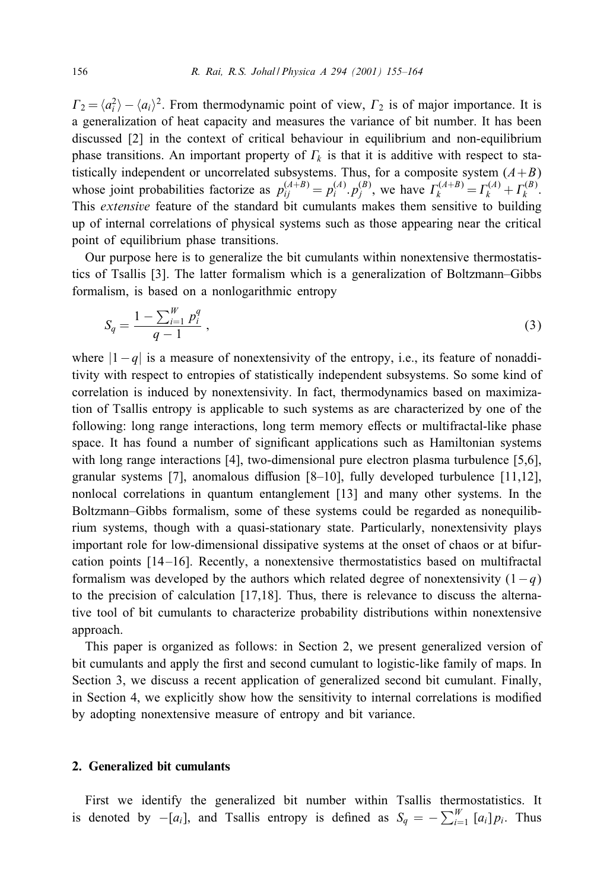$\Gamma_2 = \langle a_i^2 \rangle - \langle a_i \rangle^2$. From thermodynamic point of view, $\Gamma_2$ is of major importance. It is a generalization of heat capacity and measures the variance of bit number. It has been discussed [2] in the context of critical behaviour in equilibrium and non-equilibrium phase transitions. An important property of $\Gamma_k$ is that it is additive with respect to statistically independent or uncorrelated subsystems. Thus, for a composite system $(A+B)$ whose joint probabilities factorize as $p_{ij}^{(A+B)} = p_i^{(A)} . p_j^{(B)}$, we have $\Gamma_k^{(A+B)} = \Gamma_k^{(A)} + \Gamma_k^{(B)}$. This *extensive* feature of the standard bit cumulants makes them sensitive to building up of internal correlations of physical systems such as those appearing near the critical point of equilibrium phase transitions.

Our purpose here is to generalize the bit cumulants within nonextensive thermostatistics of Tsallis [3]. The latter formalism which is a generalization of Boltzmann–Gibbs formalism, is based on a nonlogarithmic entropy

$$S_q = \frac{1 - \sum_{i=1}^{W} p_i^q}{q-1}, \tag{3}$$

where $|1-q|$ is a measure of nonextensivity of the entropy, i.e., its feature of nonadditivity with respect to entropies of statistically independent subsystems. So some kind of correlation is induced by nonextensivity. In fact, thermodynamics based on maximization of Tsallis entropy is applicable to such systems as are characterized by one of the following: long range interactions, long term memory effects or multifractal-like phase space. It has found a number of significant applications such as Hamiltonian systems with long range interactions [4], two-dimensional pure electron plasma turbulence [5,6], granular systems [7], anomalous diffusion [8–10], fully developed turbulence [11,12], nonlocal correlations in quantum entanglement [13] and many other systems. In the Boltzmann–Gibbs formalism, some of these systems could be regarded as nonequilibrium systems, though with a quasi-stationary state. Particularly, nonextensivity plays important role for low-dimensional dissipative systems at the onset of chaos or at bifurcation points [14–16]. Recently, a nonextensive thermostatistics based on multifractal formalism was developed by the authors which related degree of nonextensivity $(1-q)$ to the precision of calculation [17,18]. Thus, there is relevance to discuss the alternative tool of bit cumulants to characterize probability distributions within nonextensive approach.

This paper is organized as follows: in Section 2, we present generalized version of bit cumulants and apply the first and second cumulant to logistic-like family of maps. In Section 3, we discuss a recent application of generalized second bit cumulant. Finally, in Section 4, we explicitly show how the sensitivity to internal correlations is modified by adopting nonextensive measure of entropy and bit variance.

## 2. Generalized bit cumulants

First we identify the generalized bit number within Tsallis thermostatistics. It is denoted by $-[a_i]$, and Tsallis entropy is defined as $S_q = -\sum_{i=1}^{W} [a_i] p_i$. Thus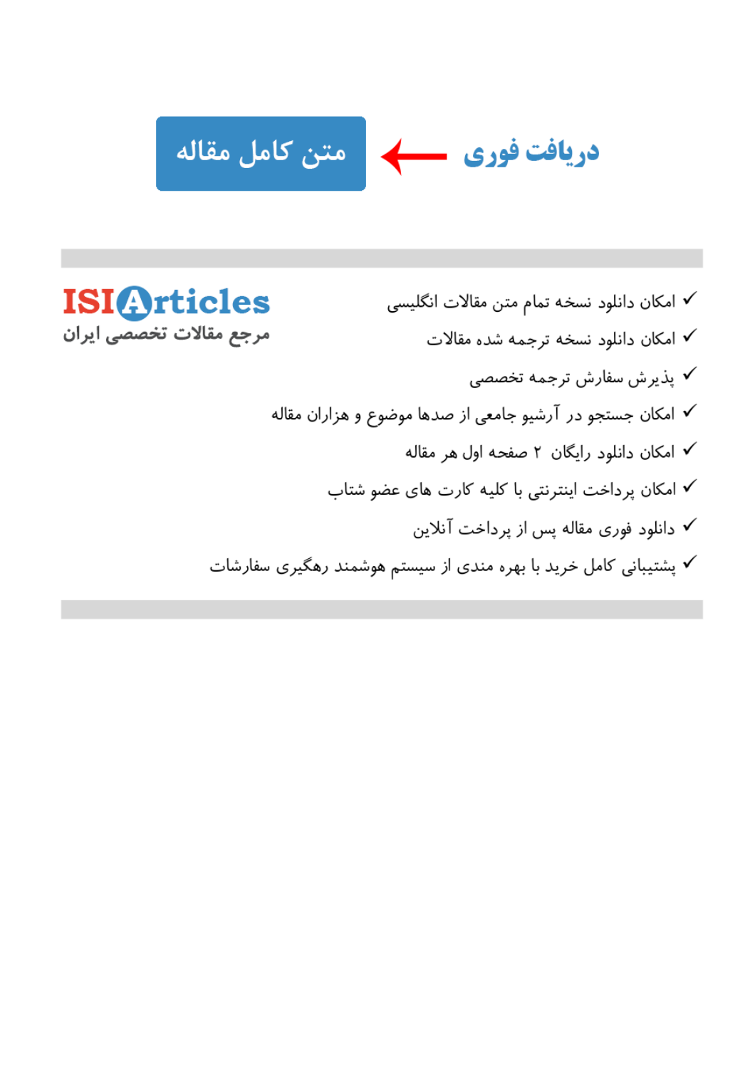دریافت فوری ← متن کامل مقاله

**ISIArticles**
مرجع مقالات تخصصی ایران

- ✓ امکان دانلود نسخه تمام متن مقالات انگلیسی
- ✓ امکان دانلود نسخه ترجمه شده مقالات
- ✓ پذیرش سفارش ترجمه تخصصی
- ✓ امکان جستجو در آرشیو جامعی از صدها موضوع و هزاران مقاله
- ✓ امکان دانلود رایگان ۲ صفحه اول هر مقاله
- ✓ امکان پرداخت اینترنتی با کلیه کارت های عضو شتاب
- ✓ دانلود فوری مقاله پس از پرداخت آنلاین
- ✓ پشتیبانی کامل خرید با بهره مندی از سیستم هوشمند رهگیری سفارشات